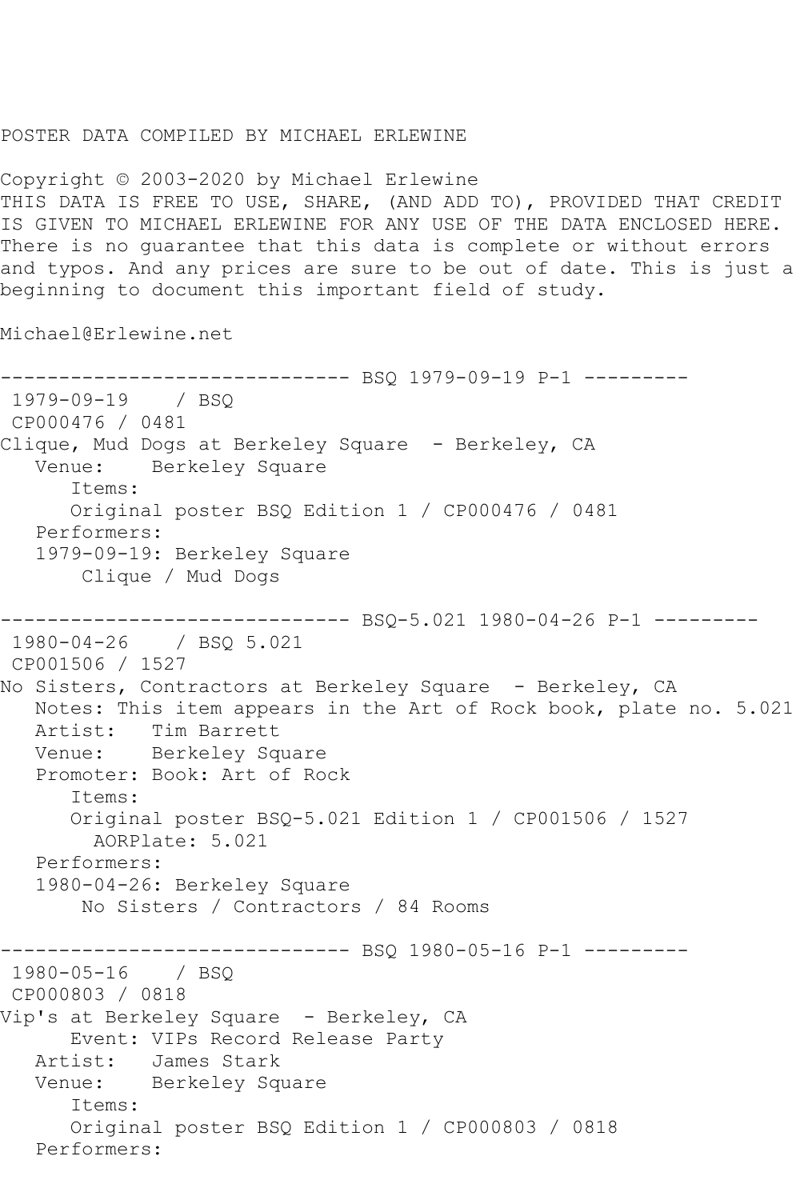POSTER DATA COMPILED BY MICHAEL ERLEWINE

Copyright © 2003-2020 by Michael Erlewine
THIS DATA IS FREE TO USE, SHARE, (AND ADD TO), PROVIDED THAT CREDIT IS GIVEN TO MICHAEL ERLEWINE FOR ANY USE OF THE DATA ENCLOSED HERE. There is no guarantee that this data is complete or without errors and typos. And any prices are sure to be out of date. This is just a beginning to document this important field of study.

Michael@Erlewine.net

```
------------------------------ BSQ 1979-09-19 P-1 ---------
 1979-09-19    / BSQ
 CP000476 / 0481
Clique, Mud Dogs at Berkeley Square  - Berkeley, CA
   Venue:    Berkeley Square
      Items:
      Original poster BSQ Edition 1 / CP000476 / 0481
   Performers:
   1979-09-19: Berkeley Square
       Clique / Mud Dogs

------------------------------ BSQ-5.021 1980-04-26 P-1 ---------
 1980-04-26    / BSQ 5.021
 CP001506 / 1527
No Sisters, Contractors at Berkeley Square  - Berkeley, CA
   Notes: This item appears in the Art of Rock book, plate no. 5.021
   Artist:   Tim Barrett
   Venue:    Berkeley Square
   Promoter: Book: Art of Rock
      Items:
      Original poster BSQ-5.021 Edition 1 / CP001506 / 1527
        AORPlate: 5.021
   Performers:
   1980-04-26: Berkeley Square
       No Sisters / Contractors / 84 Rooms

------------------------------ BSQ 1980-05-16 P-1 ---------
 1980-05-16    / BSQ
 CP000803 / 0818
Vip's at Berkeley Square  - Berkeley, CA
      Event: VIPs Record Release Party
   Artist:   James Stark
   Venue:    Berkeley Square
      Items:
      Original poster BSQ Edition 1 / CP000803 / 0818
   Performers:
```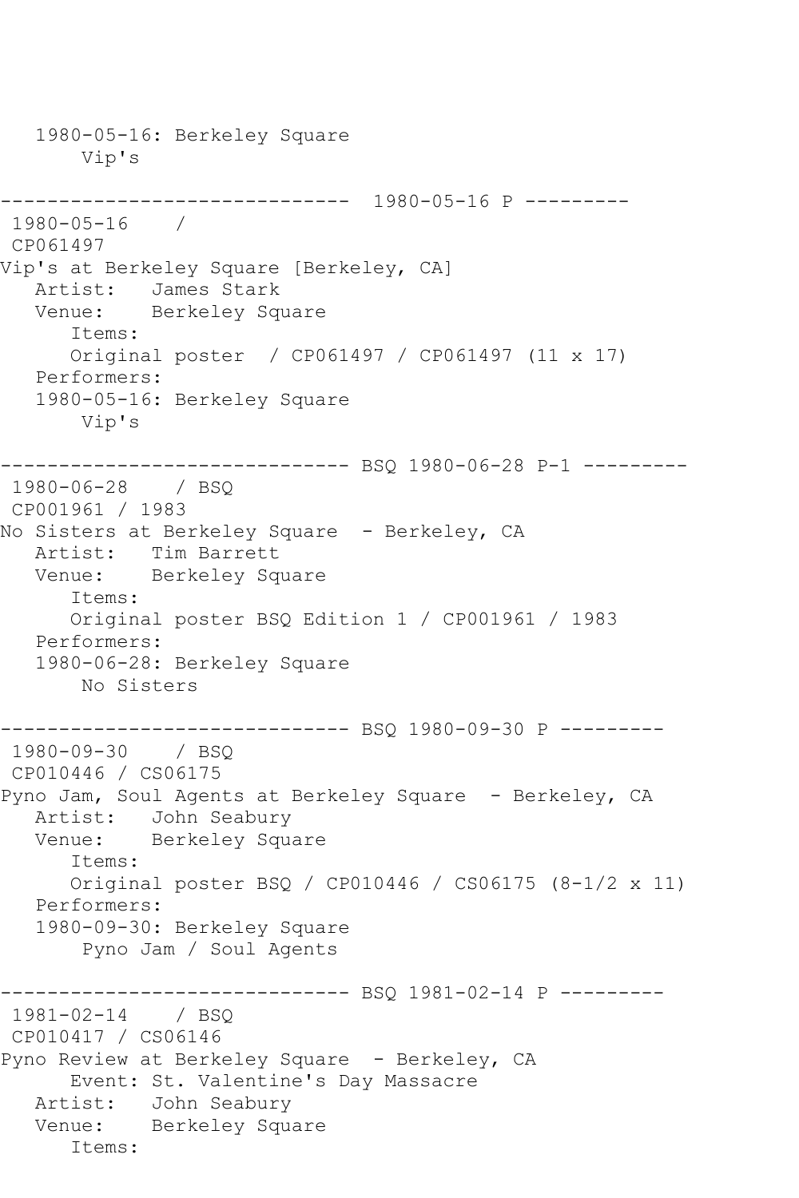1980-05-16: Berkeley Square
    Vip's

------------------------------ 1980-05-16 P ---------
1980-05-16 /
CP061497
Vip's at Berkeley Square [Berkeley, CA]
   Artist: James Stark
   Venue: Berkeley Square
      Items:
      Original poster / CP061497 / CP061497 (11 x 17)
   Performers:
   1980-05-16: Berkeley Square
       Vip's

------------------------------ BSQ 1980-06-28 P-1 ---------
1980-06-28 / BSQ
CP001961 / 1983
No Sisters at Berkeley Square - Berkeley, CA
   Artist: Tim Barrett
   Venue: Berkeley Square
      Items:
      Original poster BSQ Edition 1 / CP001961 / 1983
   Performers:
   1980-06-28: Berkeley Square
       No Sisters

------------------------------ BSQ 1980-09-30 P ---------
1980-09-30 / BSQ
CP010446 / CS06175
Pyno Jam, Soul Agents at Berkeley Square - Berkeley, CA
   Artist: John Seabury
   Venue: Berkeley Square
      Items:
      Original poster BSQ / CP010446 / CS06175 (8-1/2 x 11)
   Performers:
   1980-09-30: Berkeley Square
       Pyno Jam / Soul Agents

------------------------------ BSQ 1981-02-14 P ---------
1981-02-14 / BSQ
CP010417 / CS06146
Pyno Review at Berkeley Square - Berkeley, CA
      Event: St. Valentine's Day Massacre
   Artist: John Seabury
   Venue: Berkeley Square
      Items: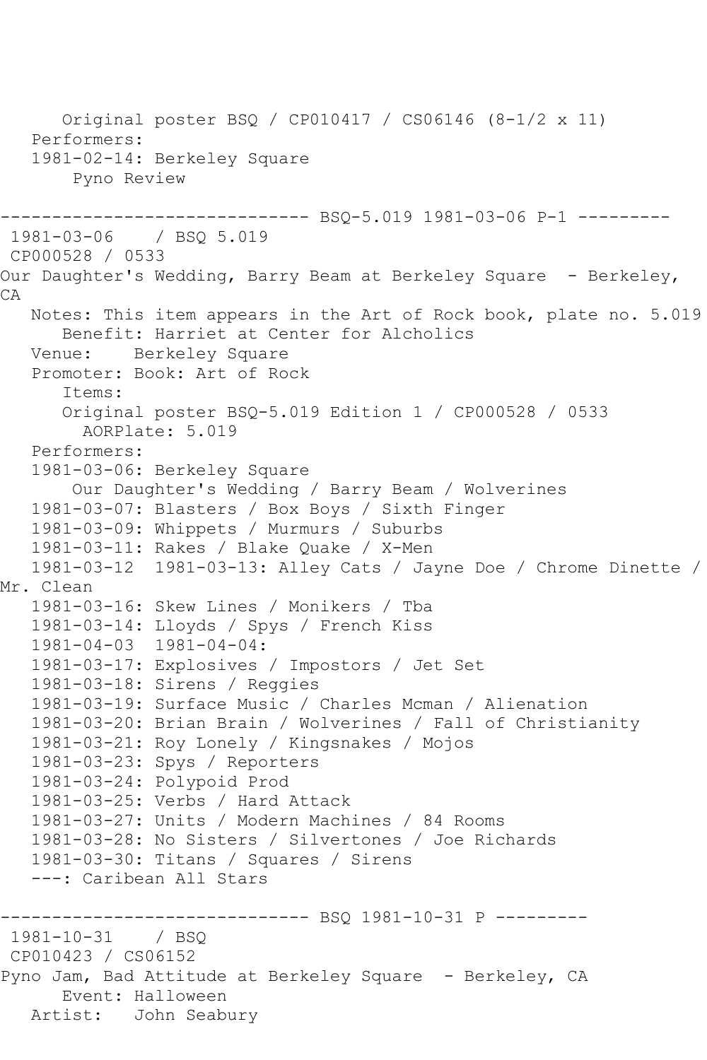Original poster BSQ / CP010417 / CS06146 (8-1/2 x 11)
Performers:
1981-02-14: Berkeley Square
Pyno Review

------------------------------ BSQ-5.019 1981-03-06 P-1 ---------

1981-03-06 / BSQ 5.019
CP000528 / 0533
Our Daughter's Wedding, Barry Beam at Berkeley Square - Berkeley, CA

Notes: This item appears in the Art of Rock book, plate no. 5.019
Benefit: Harriet at Center for Alcholics
Venue: Berkeley Square
Promoter: Book: Art of Rock
Items:
Original poster BSQ-5.019 Edition 1 / CP000528 / 0533
AORPlate: 5.019
Performers:
1981-03-06: Berkeley Square
Our Daughter's Wedding / Barry Beam / Wolverines
1981-03-07: Blasters / Box Boys / Sixth Finger
1981-03-09: Whippets / Murmurs / Suburbs
1981-03-11: Rakes / Blake Quake / X-Men
1981-03-12 1981-03-13: Alley Cats / Jayne Doe / Chrome Dinette / Mr. Clean
1981-03-16: Skew Lines / Monikers / Tba
1981-03-14: Lloyds / Spys / French Kiss
1981-04-03 1981-04-04:
1981-03-17: Explosives / Impostors / Jet Set
1981-03-18: Sirens / Reggies
1981-03-19: Surface Music / Charles Mcman / Alienation
1981-03-20: Brian Brain / Wolverines / Fall of Christianity
1981-03-21: Roy Lonely / Kingsnakes / Mojos
1981-03-23: Spys / Reporters
1981-03-24: Polypoid Prod
1981-03-25: Verbs / Hard Attack
1981-03-27: Units / Modern Machines / 84 Rooms
1981-03-28: No Sisters / Silvertones / Joe Richards
1981-03-30: Titans / Squares / Sirens
---: Caribean All Stars

------------------------------ BSQ 1981-10-31 P ---------

1981-10-31 / BSQ
CP010423 / CS06152
Pyno Jam, Bad Attitude at Berkeley Square - Berkeley, CA
Event: Halloween
Artist: John Seabury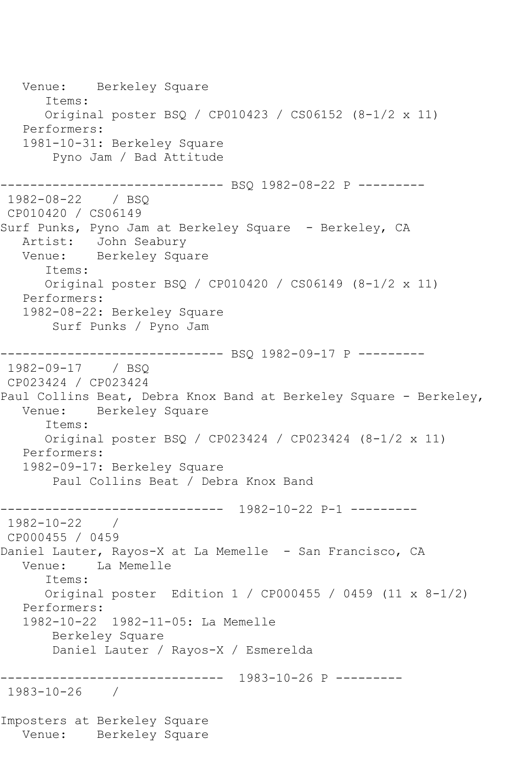```
   Venue:    Berkeley Square
      Items:
      Original poster BSQ / CP010423 / CS06152 (8-1/2 x 11)
   Performers:
   1981-10-31: Berkeley Square
       Pyno Jam / Bad Attitude

------------------------------ BSQ 1982-08-22 P ---------
 1982-08-22    / BSQ
 CP010420 / CS06149
Surf Punks, Pyno Jam at Berkeley Square  - Berkeley, CA
   Artist:   John Seabury
   Venue:    Berkeley Square
      Items:
      Original poster BSQ / CP010420 / CS06149 (8-1/2 x 11)
   Performers:
   1982-08-22: Berkeley Square
       Surf Punks / Pyno Jam

------------------------------ BSQ 1982-09-17 P ---------
 1982-09-17    / BSQ
 CP023424 / CP023424
Paul Collins Beat, Debra Knox Band at Berkeley Square - Berkeley,
   Venue:    Berkeley Square
      Items:
      Original poster BSQ / CP023424 / CP023424 (8-1/2 x 11)
   Performers:
   1982-09-17: Berkeley Square
       Paul Collins Beat / Debra Knox Band

------------------------------  1982-10-22 P-1 ---------
 1982-10-22    /
 CP000455 / 0459
Daniel Lauter, Rayos-X at La Memelle  - San Francisco, CA
   Venue:    La Memelle
      Items:
      Original poster  Edition 1 / CP000455 / 0459 (11 x 8-1/2)
   Performers:
   1982-10-22  1982-11-05: La Memelle
       Berkeley Square
       Daniel Lauter / Rayos-X / Esmerelda

------------------------------  1983-10-26 P ---------
 1983-10-26    /

Imposters at Berkeley Square
   Venue:    Berkeley Square
```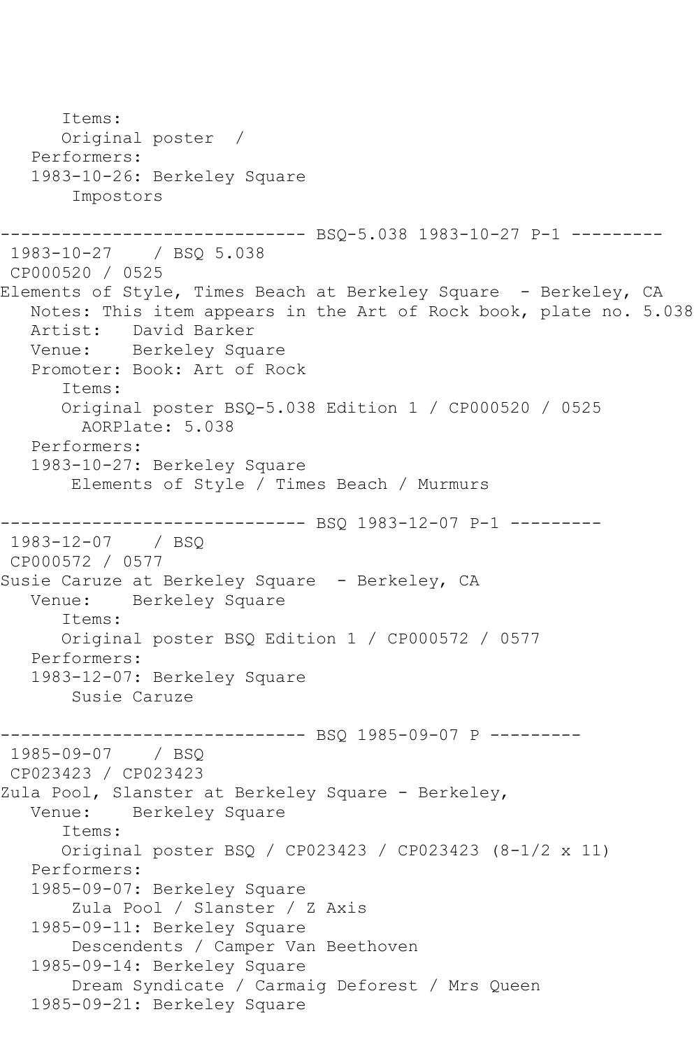```
      Items:
      Original poster  / 
   Performers:
   1983-10-26: Berkeley Square
       Impostors

------------------------------ BSQ-5.038 1983-10-27 P-1 ---------
 1983-10-27    / BSQ 5.038
 CP000520 / 0525
Elements of Style, Times Beach at Berkeley Square  - Berkeley, CA
   Notes: This item appears in the Art of Rock book, plate no. 5.038
   Artist:   David Barker
   Venue:    Berkeley Square
   Promoter: Book: Art of Rock
      Items:
      Original poster BSQ-5.038 Edition 1 / CP000520 / 0525
        AORPlate: 5.038 
   Performers:
   1983-10-27: Berkeley Square
       Elements of Style / Times Beach / Murmurs

------------------------------ BSQ 1983-12-07 P-1 ---------
 1983-12-07    / BSQ 
 CP000572 / 0577
Susie Caruze at Berkeley Square  - Berkeley, CA
   Venue:    Berkeley Square
      Items:
      Original poster BSQ Edition 1 / CP000572 / 0577
   Performers:
   1983-12-07: Berkeley Square
       Susie Caruze

------------------------------ BSQ 1985-09-07 P ---------
 1985-09-07    / BSQ 
 CP023423 / CP023423
Zula Pool, Slanster at Berkeley Square - Berkeley, 
   Venue:    Berkeley Square
      Items:
      Original poster BSQ / CP023423 / CP023423 (8-1/2 x 11)
   Performers:
   1985-09-07: Berkeley Square
       Zula Pool / Slanster / Z Axis
   1985-09-11: Berkeley Square
       Descendents / Camper Van Beethoven
   1985-09-14: Berkeley Square
       Dream Syndicate / Carmaig Deforest / Mrs Queen
   1985-09-21: Berkeley Square
```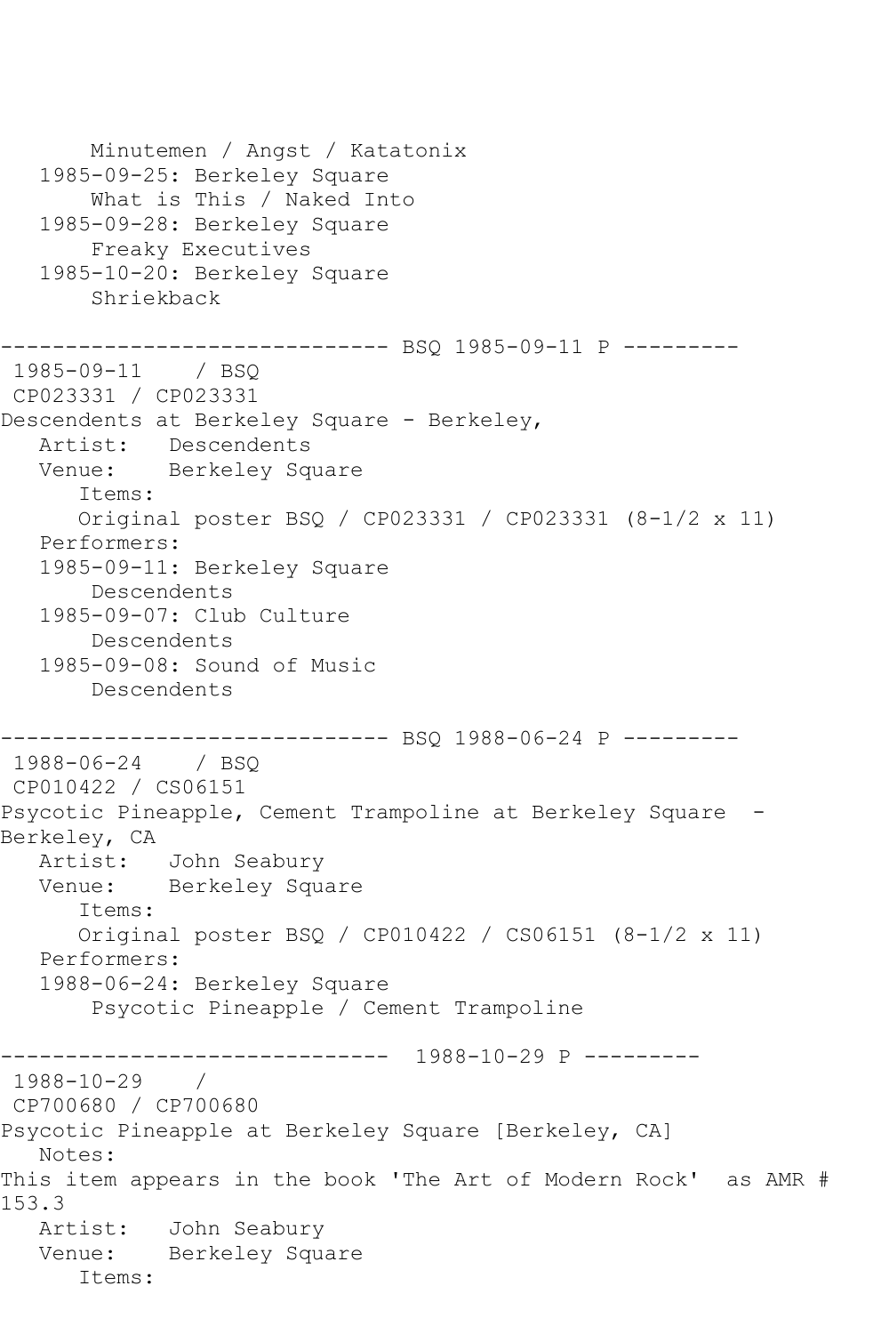```
       Minutemen / Angst / Katatonix
   1985-09-25: Berkeley Square
       What is This / Naked Into
   1985-09-28: Berkeley Square
       Freaky Executives
   1985-10-20: Berkeley Square
       Shriekback

------------------------------ BSQ 1985-09-11 P ---------
 1985-09-11    / BSQ
 CP023331 / CP023331
Descendents at Berkeley Square - Berkeley,
   Artist:   Descendents
   Venue:    Berkeley Square
      Items:
      Original poster BSQ / CP023331 / CP023331 (8-1/2 x 11)
   Performers:
   1985-09-11: Berkeley Square
       Descendents
   1985-09-07: Club Culture
       Descendents
   1985-09-08: Sound of Music
       Descendents

------------------------------ BSQ 1988-06-24 P ---------
 1988-06-24    / BSQ
 CP010422 / CS06151
Psycotic Pineapple, Cement Trampoline at Berkeley Square  -
Berkeley, CA
   Artist:   John Seabury
   Venue:    Berkeley Square
      Items:
      Original poster BSQ / CP010422 / CS06151 (8-1/2 x 11)
   Performers:
   1988-06-24: Berkeley Square
       Psycotic Pineapple / Cement Trampoline

------------------------------  1988-10-29 P ---------
 1988-10-29    /
 CP700680 / CP700680
Psycotic Pineapple at Berkeley Square [Berkeley, CA]
   Notes:
This item appears in the book 'The Art of Modern Rock'  as AMR #
153.3
   Artist:   John Seabury
   Venue:    Berkeley Square
      Items:
```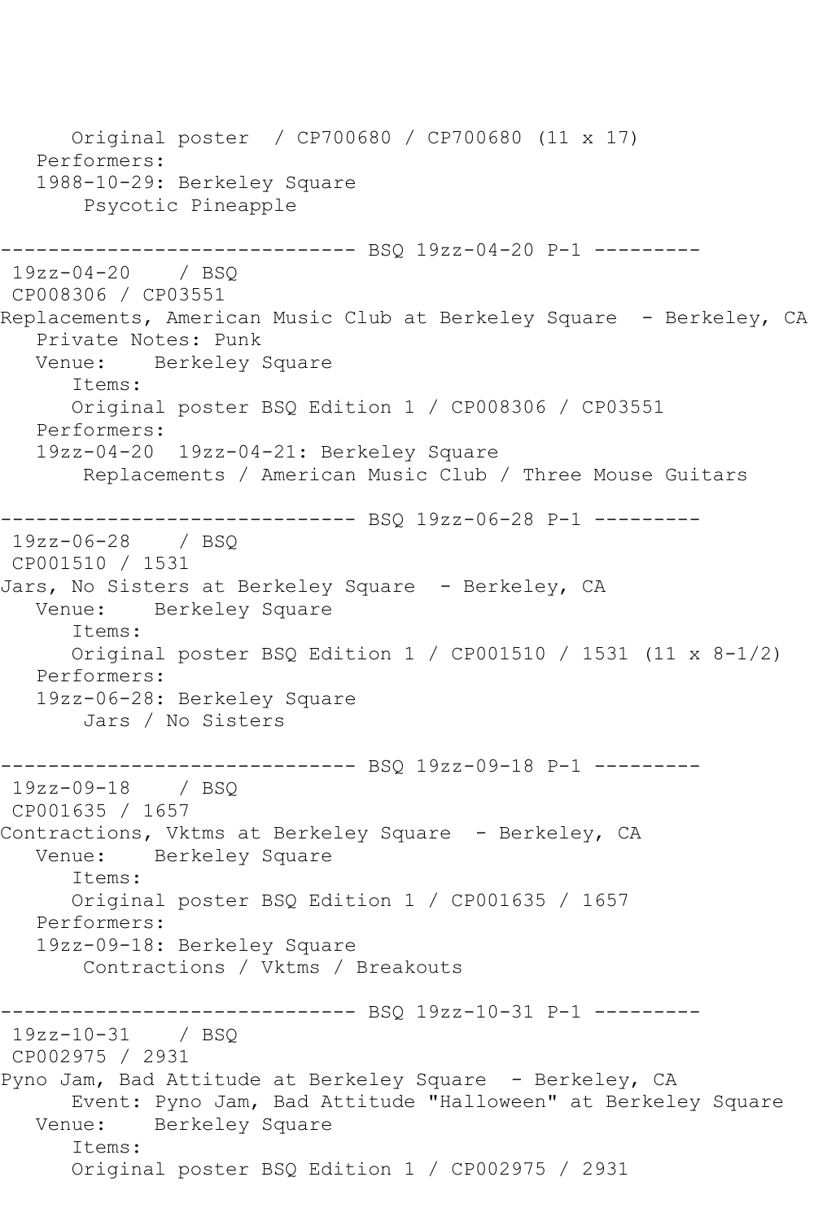Original poster / CP700680 / CP700680 (11 x 17)
   Performers:
   1988-10-29: Berkeley Square
       Psycotic Pineapple

------------------------------ BSQ 19zz-04-20 P-1 ---------

19zz-04-20 / BSQ
CP008306 / CP03551
Replacements, American Music Club at Berkeley Square - Berkeley, CA
   Private Notes: Punk
   Venue: Berkeley Square
      Items:
      Original poster BSQ Edition 1 / CP008306 / CP03551
   Performers:
   19zz-04-20 19zz-04-21: Berkeley Square
       Replacements / American Music Club / Three Mouse Guitars

------------------------------ BSQ 19zz-06-28 P-1 ---------

19zz-06-28 / BSQ
CP001510 / 1531
Jars, No Sisters at Berkeley Square - Berkeley, CA
   Venue: Berkeley Square
      Items:
      Original poster BSQ Edition 1 / CP001510 / 1531 (11 x 8-1/2)
   Performers:
   19zz-06-28: Berkeley Square
       Jars / No Sisters

------------------------------ BSQ 19zz-09-18 P-1 ---------

19zz-09-18 / BSQ
CP001635 / 1657
Contractions, Vktms at Berkeley Square - Berkeley, CA
   Venue: Berkeley Square
      Items:
      Original poster BSQ Edition 1 / CP001635 / 1657
   Performers:
   19zz-09-18: Berkeley Square
       Contractions / Vktms / Breakouts

------------------------------ BSQ 19zz-10-31 P-1 ---------

19zz-10-31 / BSQ
CP002975 / 2931
Pyno Jam, Bad Attitude at Berkeley Square - Berkeley, CA
      Event: Pyno Jam, Bad Attitude "Halloween" at Berkeley Square
   Venue: Berkeley Square
      Items:
      Original poster BSQ Edition 1 / CP002975 / 2931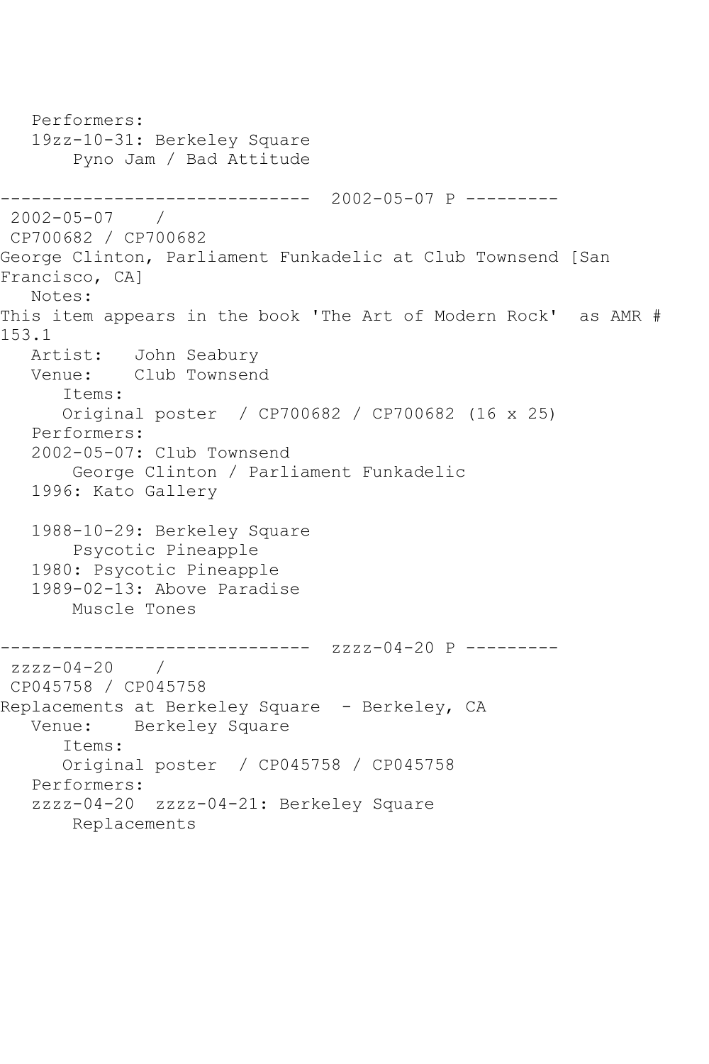Performers:
   19zz-10-31: Berkeley Square
       Pyno Jam / Bad Attitude

------------------------------  2002-05-07 P ---------
 2002-05-07    /
 CP700682 / CP700682
George Clinton, Parliament Funkadelic at Club Townsend [San Francisco, CA]
   Notes:
This item appears in the book 'The Art of Modern Rock'  as AMR # 153.1
   Artist:   John Seabury
   Venue:    Club Townsend
      Items:
      Original poster  / CP700682 / CP700682 (16 x 25)
   Performers:
   2002-05-07: Club Townsend
       George Clinton / Parliament Funkadelic
   1996: Kato Gallery

   1988-10-29: Berkeley Square
       Psycotic Pineapple
   1980: Psycotic Pineapple
   1989-02-13: Above Paradise
       Muscle Tones

------------------------------  zzzz-04-20 P ---------
 zzzz-04-20    /
 CP045758 / CP045758
Replacements at Berkeley Square  - Berkeley, CA
   Venue:    Berkeley Square
      Items:
      Original poster  / CP045758 / CP045758
   Performers:
   zzzz-04-20  zzzz-04-21: Berkeley Square
       Replacements